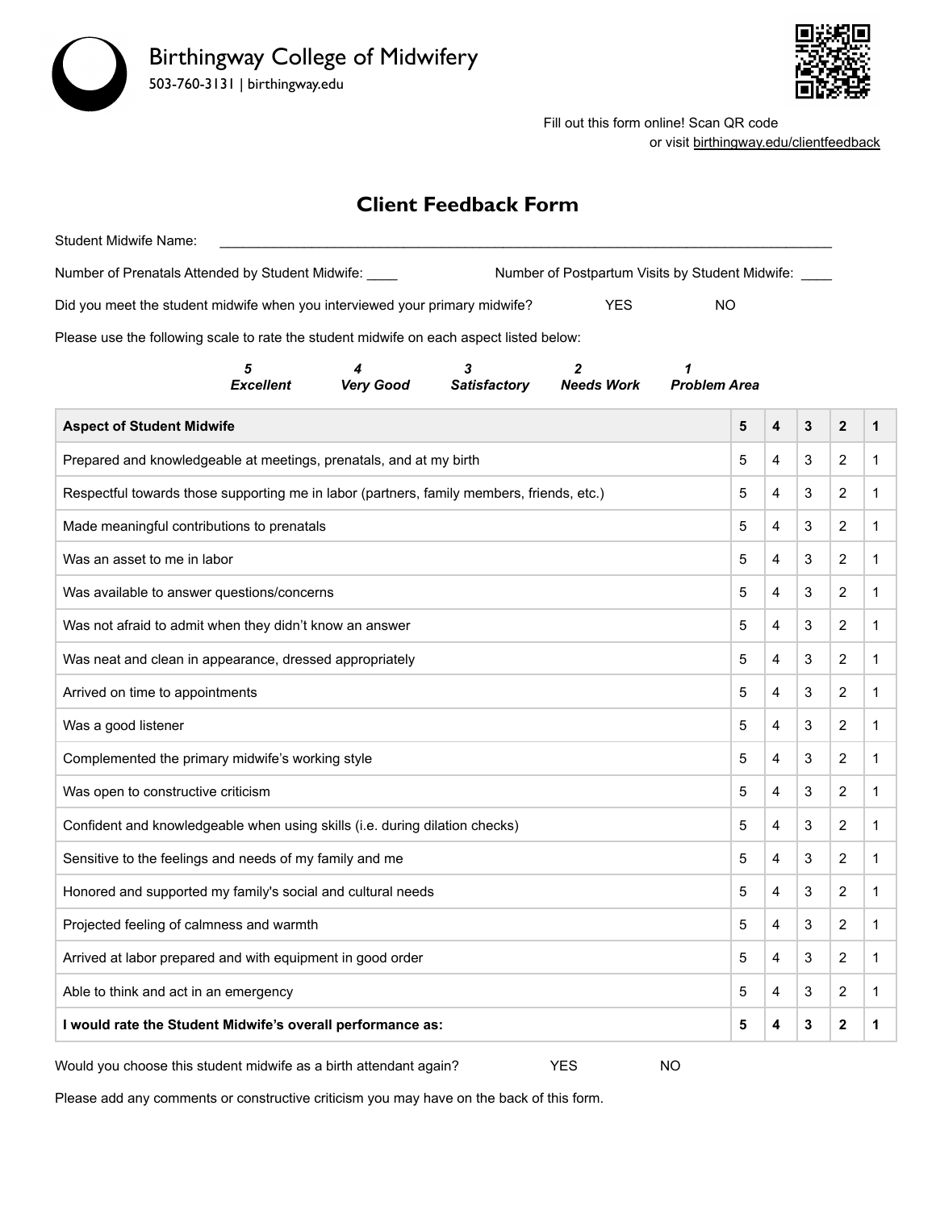Birthingway College of Midwifery

503-760-3131 | birthingway.edu

Fill out this form online! Scan QR code
or visit birthingway.edu/clientfeedback

# Client Feedback Form

Student Midwife Name: ______________________________________________________________________________

Number of Prenatals Attended by Student Midwife: ____ Number of Postpartum Visits by Student Midwife: ____

Did you meet the student midwife when you interviewed your primary midwife? YES NO

Please use the following scale to rate the student midwife on each aspect listed below:

***5 Excellent*** ***4 Very Good*** ***3 Satisfactory*** ***2 Needs Work*** ***1 Problem Area***

| Aspect of Student Midwife | 5 | 4 | 3 | 2 | 1 |
|---|---|---|---|---|---|
| Prepared and knowledgeable at meetings, prenatals, and at my birth | 5 | 4 | 3 | 2 | 1 |
| Respectful towards those supporting me in labor (partners, family members, friends, etc.) | 5 | 4 | 3 | 2 | 1 |
| Made meaningful contributions to prenatals | 5 | 4 | 3 | 2 | 1 |
| Was an asset to me in labor | 5 | 4 | 3 | 2 | 1 |
| Was available to answer questions/concerns | 5 | 4 | 3 | 2 | 1 |
| Was not afraid to admit when they didn't know an answer | 5 | 4 | 3 | 2 | 1 |
| Was neat and clean in appearance, dressed appropriately | 5 | 4 | 3 | 2 | 1 |
| Arrived on time to appointments | 5 | 4 | 3 | 2 | 1 |
| Was a good listener | 5 | 4 | 3 | 2 | 1 |
| Complemented the primary midwife's working style | 5 | 4 | 3 | 2 | 1 |
| Was open to constructive criticism | 5 | 4 | 3 | 2 | 1 |
| Confident and knowledgeable when using skills (i.e. during dilation checks) | 5 | 4 | 3 | 2 | 1 |
| Sensitive to the feelings and needs of my family and me | 5 | 4 | 3 | 2 | 1 |
| Honored and supported my family's social and cultural needs | 5 | 4 | 3 | 2 | 1 |
| Projected feeling of calmness and warmth | 5 | 4 | 3 | 2 | 1 |
| Arrived at labor prepared and with equipment in good order | 5 | 4 | 3 | 2 | 1 |
| Able to think and act in an emergency | 5 | 4 | 3 | 2 | 1 |
| **I would rate the Student Midwife's overall performance as:** | **5** | **4** | **3** | **2** | **1** |

Would you choose this student midwife as a birth attendant again? YES NO

Please add any comments or constructive criticism you may have on the back of this form.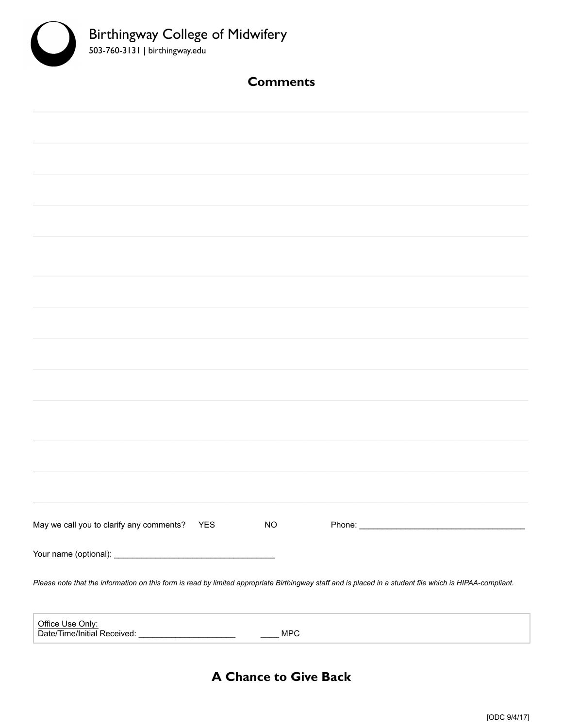Birthingway College of Midwifery
503-760-3131 | birthingway.edu

## Comments

May we call you to clarify any comments? YES NO Phone: ___________________________________

Your name (optional): ___________________________________

*Please note that the information on this form is read by limited appropriate Birthingway staff and is placed in a student file which is HIPAA-compliant.*

Office Use Only:
Date/Time/Initial Received: ____________________ ____ MPC

## A Chance to Give Back

[ODC 9/4/17]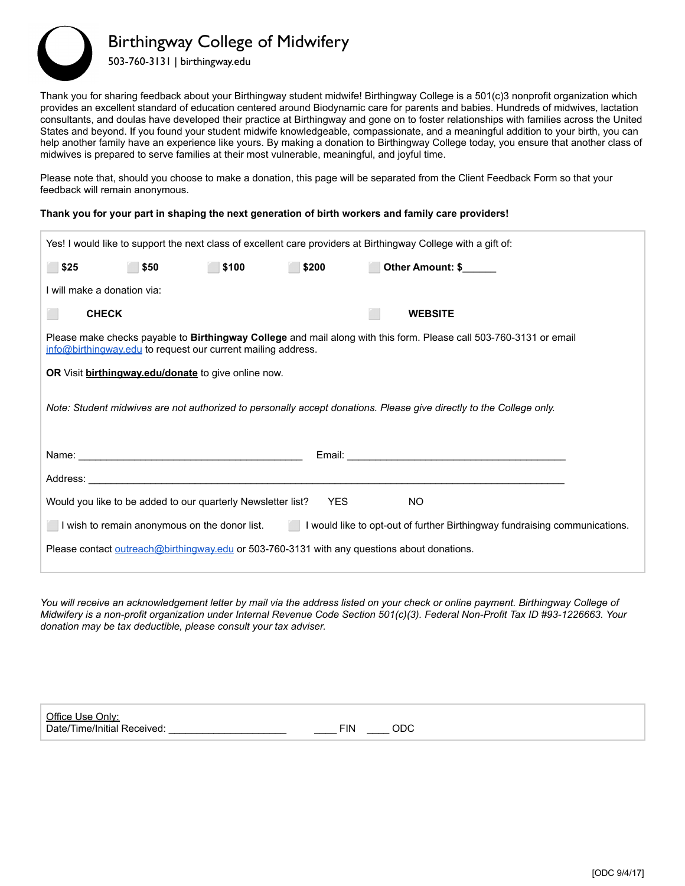# Birthingway College of Midwifery

503-760-3131 | birthingway.edu

Thank you for sharing feedback about your Birthingway student midwife! Birthingway College is a 501(c)3 nonprofit organization which provides an excellent standard of education centered around Biodynamic care for parents and babies. Hundreds of midwives, lactation consultants, and doulas have developed their practice at Birthingway and gone on to foster relationships with families across the United States and beyond. If you found your student midwife knowledgeable, compassionate, and a meaningful addition to your birth, you can help another family have an experience like yours. By making a donation to Birthingway College today, you ensure that another class of midwives is prepared to serve families at their most vulnerable, meaningful, and joyful time.

Please note that, should you choose to make a donation, this page will be separated from the Client Feedback Form so that your feedback will remain anonymous.

**Thank you for your part in shaping the next generation of birth workers and family care providers!**

Yes! I would like to support the next class of excellent care providers at Birthingway College with a gift of:

☐ **$25** ☐ **$50** ☐ **$100** ☐ **$200** ☐ **Other Amount: $______**

I will make a donation via:

☐ **CHECK** ☐ **WEBSITE**

Please make checks payable to **Birthingway College** and mail along with this form. Please call 503-760-3131 or email info@birthingway.edu to request our current mailing address.

**OR** Visit **birthingway.edu/donate** to give online now.

*Note: Student midwives are not authorized to personally accept donations. Please give directly to the College only.*

Name: ________________________________________ Email: ________________________________________

Address: ________________________________________________________________________________________

Would you like to be added to our quarterly Newsletter list? YES NO

☐ I wish to remain anonymous on the donor list. ☐ I would like to opt-out of further Birthingway fundraising communications.

Please contact outreach@birthingway.edu or 503-760-3131 with any questions about donations.

*You will receive an acknowledgement letter by mail via the address listed on your check or online payment. Birthingway College of Midwifery is a non-profit organization under Internal Revenue Code Section 501(c)(3). Federal Non-Profit Tax ID #93-1226663. Your donation may be tax deductible, please consult your tax adviser.*

Office Use Only:
Date/Time/Initial Received: ____________________ ____ FIN ____ ODC

[ODC 9/4/17]